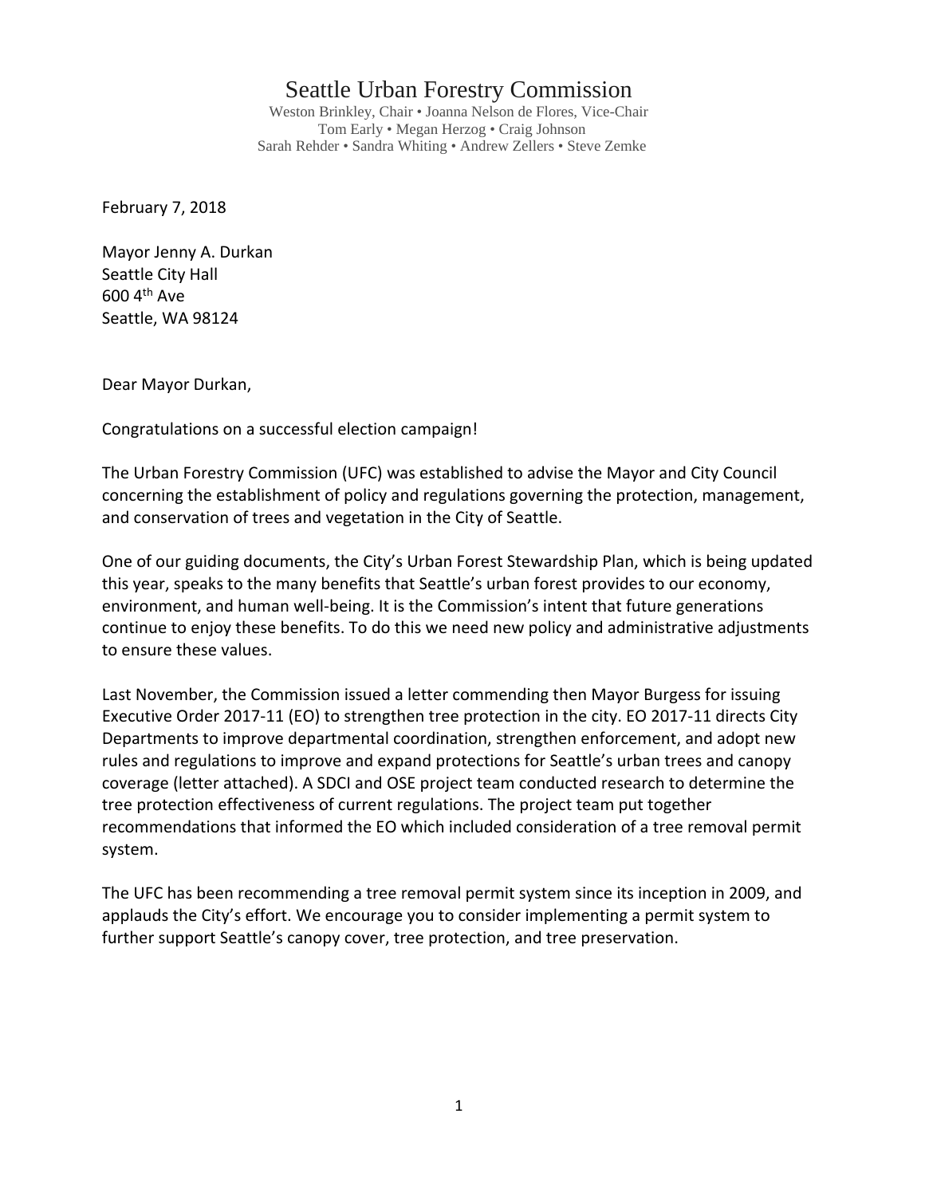# Seattle Urban Forestry Commission

Weston Brinkley, Chair • Joanna Nelson de Flores, Vice-Chair
Tom Early • Megan Herzog • Craig Johnson
Sarah Rehder • Sandra Whiting • Andrew Zellers • Steve Zemke

February 7, 2018

Mayor Jenny A. Durkan
Seattle City Hall
600 4th Ave
Seattle, WA 98124

Dear Mayor Durkan,

Congratulations on a successful election campaign!

The Urban Forestry Commission (UFC) was established to advise the Mayor and City Council concerning the establishment of policy and regulations governing the protection, management, and conservation of trees and vegetation in the City of Seattle.

One of our guiding documents, the City's Urban Forest Stewardship Plan, which is being updated this year, speaks to the many benefits that Seattle's urban forest provides to our economy, environment, and human well-being. It is the Commission's intent that future generations continue to enjoy these benefits. To do this we need new policy and administrative adjustments to ensure these values.

Last November, the Commission issued a letter commending then Mayor Burgess for issuing Executive Order 2017-11 (EO) to strengthen tree protection in the city. EO 2017-11 directs City Departments to improve departmental coordination, strengthen enforcement, and adopt new rules and regulations to improve and expand protections for Seattle's urban trees and canopy coverage (letter attached). A SDCI and OSE project team conducted research to determine the tree protection effectiveness of current regulations. The project team put together recommendations that informed the EO which included consideration of a tree removal permit system.

The UFC has been recommending a tree removal permit system since its inception in 2009, and applauds the City's effort. We encourage you to consider implementing a permit system to further support Seattle's canopy cover, tree protection, and tree preservation.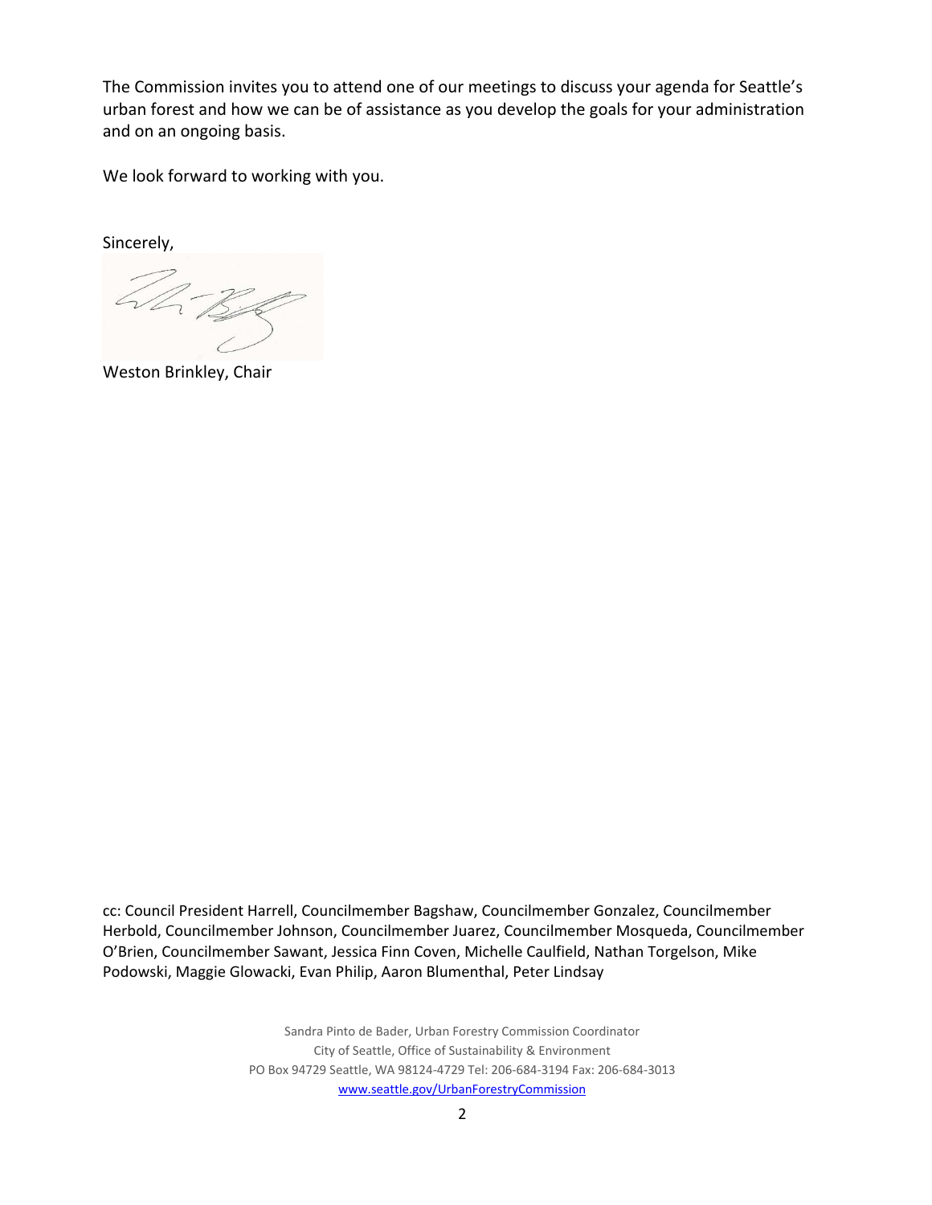The Commission invites you to attend one of our meetings to discuss your agenda for Seattle's urban forest and how we can be of assistance as you develop the goals for your administration and on an ongoing basis.

We look forward to working with you.

Sincerely,

Weston Brinkley, Chair

cc: Council President Harrell, Councilmember Bagshaw, Councilmember Gonzalez, Councilmember Herbold, Councilmember Johnson, Councilmember Juarez, Councilmember Mosqueda, Councilmember O'Brien, Councilmember Sawant, Jessica Finn Coven, Michelle Caulfield, Nathan Torgelson, Mike Podowski, Maggie Glowacki, Evan Philip, Aaron Blumenthal, Peter Lindsay

Sandra Pinto de Bader, Urban Forestry Commission Coordinator
City of Seattle, Office of Sustainability & Environment
PO Box 94729 Seattle, WA 98124-4729 Tel: 206-684-3194 Fax: 206-684-3013
www.seattle.gov/UrbanForestryCommission